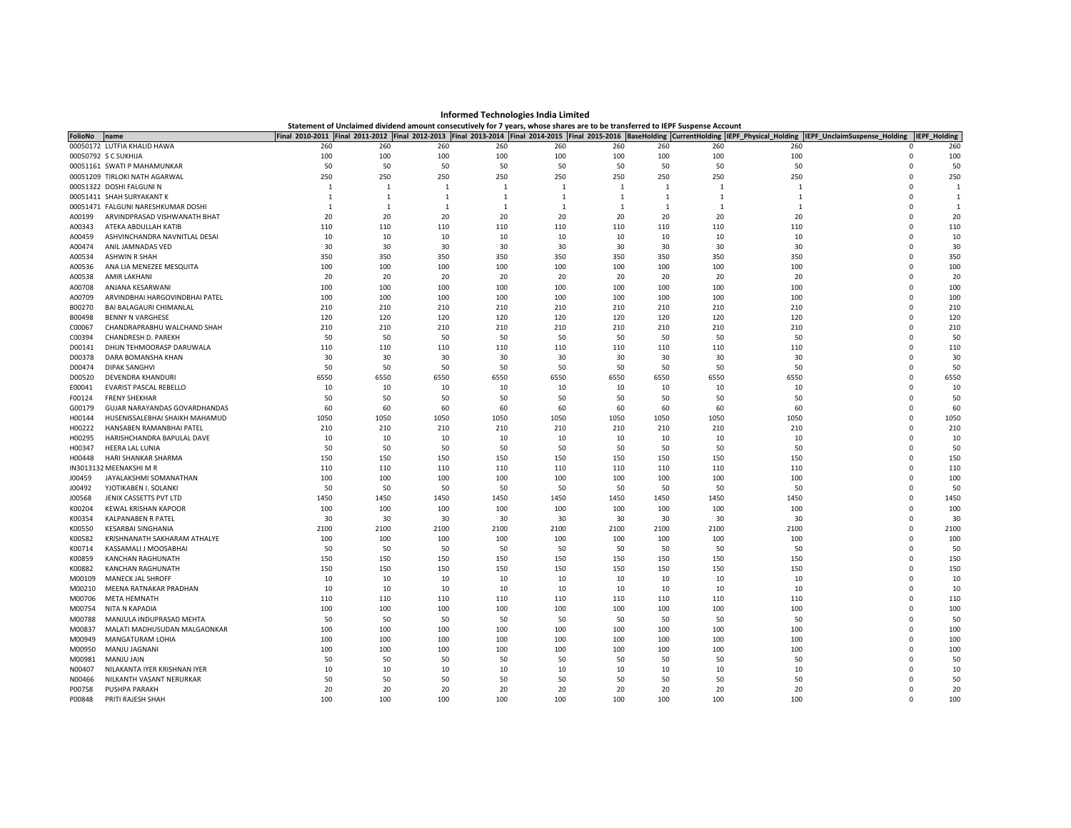# Informed Technologies India Limited

**Statement of Unclaimed dividend amount consecutively for 7 years, whose shares are to be transferred to IEPF Suspense Account**

| FolioNo | name | Final 2010-2011 | Final 2011-2012 | Final 2012-2013 | Final 2013-2014 | Final 2014-2015 | Final 2015-2016 | BaseHolding | CurrentHolding | IEPF_Physical_Holding | IEPF_UnclaimSuspense_Holding | IEPF_Holding |
|---|---|---|---|---|---|---|---|---|---|---|---|---|
| 00050172 | LUTFIA KHALID HAWA | 260 | 260 | 260 | 260 | 260 | 260 | 260 | 260 | 260 | 0 | 260 |
| 00050792 | S C SUKHIJA | 100 | 100 | 100 | 100 | 100 | 100 | 100 | 100 | 100 | 0 | 100 |
| 00051161 | SWATI P MAHAMUNKAR | 50 | 50 | 50 | 50 | 50 | 50 | 50 | 50 | 50 | 0 | 50 |
| 00051209 | TIRLOKI NATH AGARWAL | 250 | 250 | 250 | 250 | 250 | 250 | 250 | 250 | 250 | 0 | 250 |
| 00051322 | DOSHI FALGUNI N | 1 | 1 | 1 | 1 | 1 | 1 | 1 | 1 | 1 | 0 | 1 |
| 00051411 | SHAH SURYAKANT K | 1 | 1 | 1 | 1 | 1 | 1 | 1 | 1 | 1 | 0 | 1 |
| 00051471 | FALGUNI NARESHKUMAR DOSHI | 1 | 1 | 1 | 1 | 1 | 1 | 1 | 1 | 1 | 0 | 1 |
| A00199 | ARVINDPRASAD VISHWANATH BHAT | 20 | 20 | 20 | 20 | 20 | 20 | 20 | 20 | 20 | 0 | 20 |
| A00343 | ATEKA ABDULLAH KATIB | 110 | 110 | 110 | 110 | 110 | 110 | 110 | 110 | 110 | 0 | 110 |
| A00459 | ASHVINCHANDRA NAVNITLAL DESAI | 10 | 10 | 10 | 10 | 10 | 10 | 10 | 10 | 10 | 0 | 10 |
| A00474 | ANIL JAMNADAS VED | 30 | 30 | 30 | 30 | 30 | 30 | 30 | 30 | 30 | 0 | 30 |
| A00534 | ASHWIN R SHAH | 350 | 350 | 350 | 350 | 350 | 350 | 350 | 350 | 350 | 0 | 350 |
| A00536 | ANA LIA MENEZEE MESQUITA | 100 | 100 | 100 | 100 | 100 | 100 | 100 | 100 | 100 | 0 | 100 |
| A00538 | AMIR LAKHANI | 20 | 20 | 20 | 20 | 20 | 20 | 20 | 20 | 20 | 0 | 20 |
| A00708 | ANJANA KESARWANI | 100 | 100 | 100 | 100 | 100 | 100 | 100 | 100 | 100 | 0 | 100 |
| A00709 | ARVINDBHAI HARGOVINDBHAI PATEL | 100 | 100 | 100 | 100 | 100 | 100 | 100 | 100 | 100 | 0 | 100 |
| B00270 | BAI BALAGAURI CHIMANLAL | 210 | 210 | 210 | 210 | 210 | 210 | 210 | 210 | 210 | 0 | 210 |
| B00498 | BENNY N VARGHESE | 120 | 120 | 120 | 120 | 120 | 120 | 120 | 120 | 120 | 0 | 120 |
| C00067 | CHANDRAPRABHU WALCHAND SHAH | 210 | 210 | 210 | 210 | 210 | 210 | 210 | 210 | 210 | 0 | 210 |
| C00394 | CHANDRESH D. PAREKH | 50 | 50 | 50 | 50 | 50 | 50 | 50 | 50 | 50 | 0 | 50 |
| D00141 | DHUN TEHMOORASP DARUWALA | 110 | 110 | 110 | 110 | 110 | 110 | 110 | 110 | 110 | 0 | 110 |
| D00378 | DARA BOMANSHA KHAN | 30 | 30 | 30 | 30 | 30 | 30 | 30 | 30 | 30 | 0 | 30 |
| D00474 | DIPAK SANGHVI | 50 | 50 | 50 | 50 | 50 | 50 | 50 | 50 | 50 | 0 | 50 |
| D00520 | DEVENDRA KHANDURI | 6550 | 6550 | 6550 | 6550 | 6550 | 6550 | 6550 | 6550 | 6550 | 0 | 6550 |
| E00041 | EVARIST PASCAL REBELLO | 10 | 10 | 10 | 10 | 10 | 10 | 10 | 10 | 10 | 0 | 10 |
| F00124 | FRENY SHEKHAR | 50 | 50 | 50 | 50 | 50 | 50 | 50 | 50 | 50 | 0 | 50 |
| G00179 | GUJAR NARAYANDAS GOVARDHANDAS | 60 | 60 | 60 | 60 | 60 | 60 | 60 | 60 | 60 | 0 | 60 |
| H00144 | HUSENISSALEBHAI SHAIKH MAHAMUD | 1050 | 1050 | 1050 | 1050 | 1050 | 1050 | 1050 | 1050 | 1050 | 0 | 1050 |
| H00222 | HANSABEN RAMANBHAI PATEL | 210 | 210 | 210 | 210 | 210 | 210 | 210 | 210 | 210 | 0 | 210 |
| H00295 | HARISHCHANDRA BAPULAL DAVE | 10 | 10 | 10 | 10 | 10 | 10 | 10 | 10 | 10 | 0 | 10 |
| H00347 | HEERA LAL LUNIA | 50 | 50 | 50 | 50 | 50 | 50 | 50 | 50 | 50 | 0 | 50 |
| H00448 | HARI SHANKAR SHARMA | 150 | 150 | 150 | 150 | 150 | 150 | 150 | 150 | 150 | 0 | 150 |
| IN3013132 | MEENAKSHI M R | 110 | 110 | 110 | 110 | 110 | 110 | 110 | 110 | 110 | 0 | 110 |
| J00459 | JAYALAKSHMI SOMANATHAN | 100 | 100 | 100 | 100 | 100 | 100 | 100 | 100 | 100 | 0 | 100 |
| J00492 | YJOTIKABEN I. SOLANKI | 50 | 50 | 50 | 50 | 50 | 50 | 50 | 50 | 50 | 0 | 50 |
| J00568 | JENIX CASSETTS PVT LTD | 1450 | 1450 | 1450 | 1450 | 1450 | 1450 | 1450 | 1450 | 1450 | 0 | 1450 |
| K00204 | KEWAL KRISHAN KAPOOR | 100 | 100 | 100 | 100 | 100 | 100 | 100 | 100 | 100 | 0 | 100 |
| K00354 | KALPANABEN R PATEL | 30 | 30 | 30 | 30 | 30 | 30 | 30 | 30 | 30 | 0 | 30 |
| K00550 | KESARBAI SINGHANIA | 2100 | 2100 | 2100 | 2100 | 2100 | 2100 | 2100 | 2100 | 2100 | 0 | 2100 |
| K00582 | KRISHNANATH SAKHARAM ATHALYE | 100 | 100 | 100 | 100 | 100 | 100 | 100 | 100 | 100 | 0 | 100 |
| K00714 | KASSAMALI J MOOSABHAI | 50 | 50 | 50 | 50 | 50 | 50 | 50 | 50 | 50 | 0 | 50 |
| K00859 | KANCHAN RAGHUNATH | 150 | 150 | 150 | 150 | 150 | 150 | 150 | 150 | 150 | 0 | 150 |
| K00882 | KANCHAN RAGHUNATH | 150 | 150 | 150 | 150 | 150 | 150 | 150 | 150 | 150 | 0 | 150 |
| M00109 | MANECK JAL SHROFF | 10 | 10 | 10 | 10 | 10 | 10 | 10 | 10 | 10 | 0 | 10 |
| M00210 | MEENA RATNAKAR PRADHAN | 10 | 10 | 10 | 10 | 10 | 10 | 10 | 10 | 10 | 0 | 10 |
| M00706 | META HEMNATH | 110 | 110 | 110 | 110 | 110 | 110 | 110 | 110 | 110 | 0 | 110 |
| M00754 | NITA N KAPADIA | 100 | 100 | 100 | 100 | 100 | 100 | 100 | 100 | 100 | 0 | 100 |
| M00788 | MANJULA INDUPRASAD MEHTA | 50 | 50 | 50 | 50 | 50 | 50 | 50 | 50 | 50 | 0 | 50 |
| M00837 | MALATI MADHUSUDAN MALGAONKAR | 100 | 100 | 100 | 100 | 100 | 100 | 100 | 100 | 100 | 0 | 100 |
| M00949 | MANGATURAM LOHIA | 100 | 100 | 100 | 100 | 100 | 100 | 100 | 100 | 100 | 0 | 100 |
| M00950 | MANJU JAGNANI | 100 | 100 | 100 | 100 | 100 | 100 | 100 | 100 | 100 | 0 | 100 |
| M00981 | MANJU JAIN | 50 | 50 | 50 | 50 | 50 | 50 | 50 | 50 | 50 | 0 | 50 |
| N00407 | NILAKANTA IYER KRISHNAN IYER | 10 | 10 | 10 | 10 | 10 | 10 | 10 | 10 | 10 | 0 | 10 |
| N00466 | NILKANTH VASANT NERURKAR | 50 | 50 | 50 | 50 | 50 | 50 | 50 | 50 | 50 | 0 | 50 |
| P00758 | PUSHPA PARAKH | 20 | 20 | 20 | 20 | 20 | 20 | 20 | 20 | 20 | 0 | 20 |
| P00848 | PRITI RAJESH SHAH | 100 | 100 | 100 | 100 | 100 | 100 | 100 | 100 | 100 | 0 | 100 |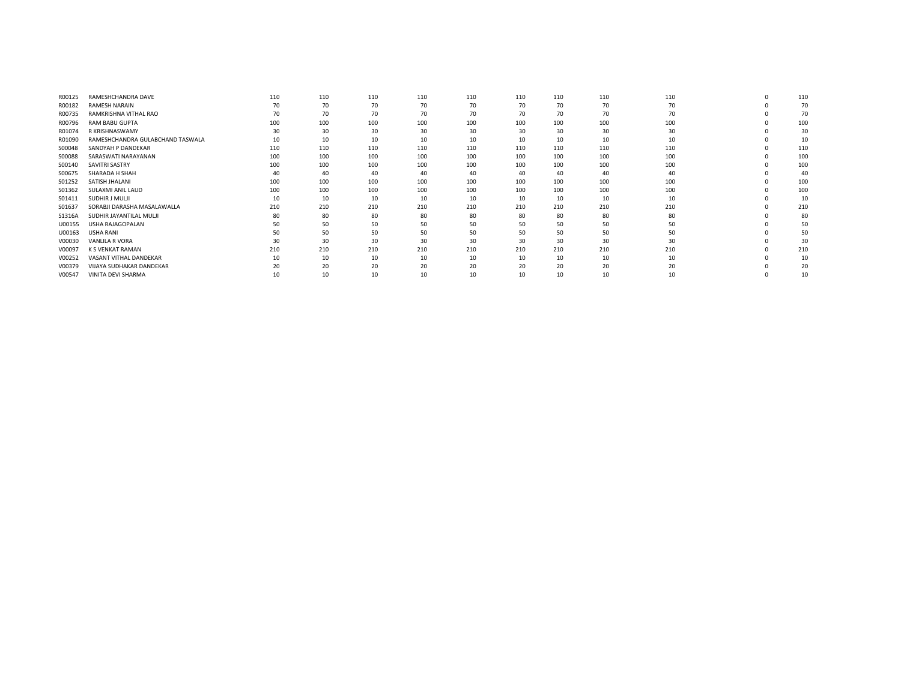| | | | | | | | | | | | | |
|---|---|---|---|---|---|---|---|---|---|---|---|---|
| R00125 | RAMESHCHANDRA DAVE | 110 | 110 | 110 | 110 | 110 | 110 | 110 | 110 | 110 | 0 | 110 |
| R00182 | RAMESH NARAIN | 70 | 70 | 70 | 70 | 70 | 70 | 70 | 70 | 70 | 0 | 70 |
| R00735 | RAMKRISHNA VITHAL RAO | 70 | 70 | 70 | 70 | 70 | 70 | 70 | 70 | 70 | 0 | 70 |
| R00796 | RAM BABU GUPTA | 100 | 100 | 100 | 100 | 100 | 100 | 100 | 100 | 100 | 0 | 100 |
| R01074 | R KRISHNASWAMY | 30 | 30 | 30 | 30 | 30 | 30 | 30 | 30 | 30 | 0 | 30 |
| R01090 | RAMESHCHANDRA GULABCHAND TASWALA | 10 | 10 | 10 | 10 | 10 | 10 | 10 | 10 | 10 | 0 | 10 |
| S00048 | SANDYAH P DANDEKAR | 110 | 110 | 110 | 110 | 110 | 110 | 110 | 110 | 110 | 0 | 110 |
| S00088 | SARASWATI NARAYANAN | 100 | 100 | 100 | 100 | 100 | 100 | 100 | 100 | 100 | 0 | 100 |
| S00140 | SAVITRI SASTRY | 100 | 100 | 100 | 100 | 100 | 100 | 100 | 100 | 100 | 0 | 100 |
| S00675 | SHARADA H SHAH | 40 | 40 | 40 | 40 | 40 | 40 | 40 | 40 | 40 | 0 | 40 |
| S01252 | SATISH JHALANI | 100 | 100 | 100 | 100 | 100 | 100 | 100 | 100 | 100 | 0 | 100 |
| S01362 | SULAXMI ANIL LAUD | 100 | 100 | 100 | 100 | 100 | 100 | 100 | 100 | 100 | 0 | 100 |
| S01411 | SUDHIR J MULJI | 10 | 10 | 10 | 10 | 10 | 10 | 10 | 10 | 10 | 0 | 10 |
| S01637 | SORABJI DARASHA MASALAWALLA | 210 | 210 | 210 | 210 | 210 | 210 | 210 | 210 | 210 | 0 | 210 |
| S1316A | SUDHIR JAYANTILAL MULJI | 80 | 80 | 80 | 80 | 80 | 80 | 80 | 80 | 80 | 0 | 80 |
| U00155 | USHA RAJAGOPALAN | 50 | 50 | 50 | 50 | 50 | 50 | 50 | 50 | 50 | 0 | 50 |
| U00163 | USHA RANI | 50 | 50 | 50 | 50 | 50 | 50 | 50 | 50 | 50 | 0 | 50 |
| V00030 | VANLILA R VORA | 30 | 30 | 30 | 30 | 30 | 30 | 30 | 30 | 30 | 0 | 30 |
| V00097 | K S VENKAT RAMAN | 210 | 210 | 210 | 210 | 210 | 210 | 210 | 210 | 210 | 0 | 210 |
| V00252 | VASANT VITHAL DANDEKAR | 10 | 10 | 10 | 10 | 10 | 10 | 10 | 10 | 10 | 0 | 10 |
| V00379 | VIJAYA SUDHAKAR DANDEKAR | 20 | 20 | 20 | 20 | 20 | 20 | 20 | 20 | 20 | 0 | 20 |
| V00547 | VINITA DEVI SHARMA | 10 | 10 | 10 | 10 | 10 | 10 | 10 | 10 | 10 | 0 | 10 |